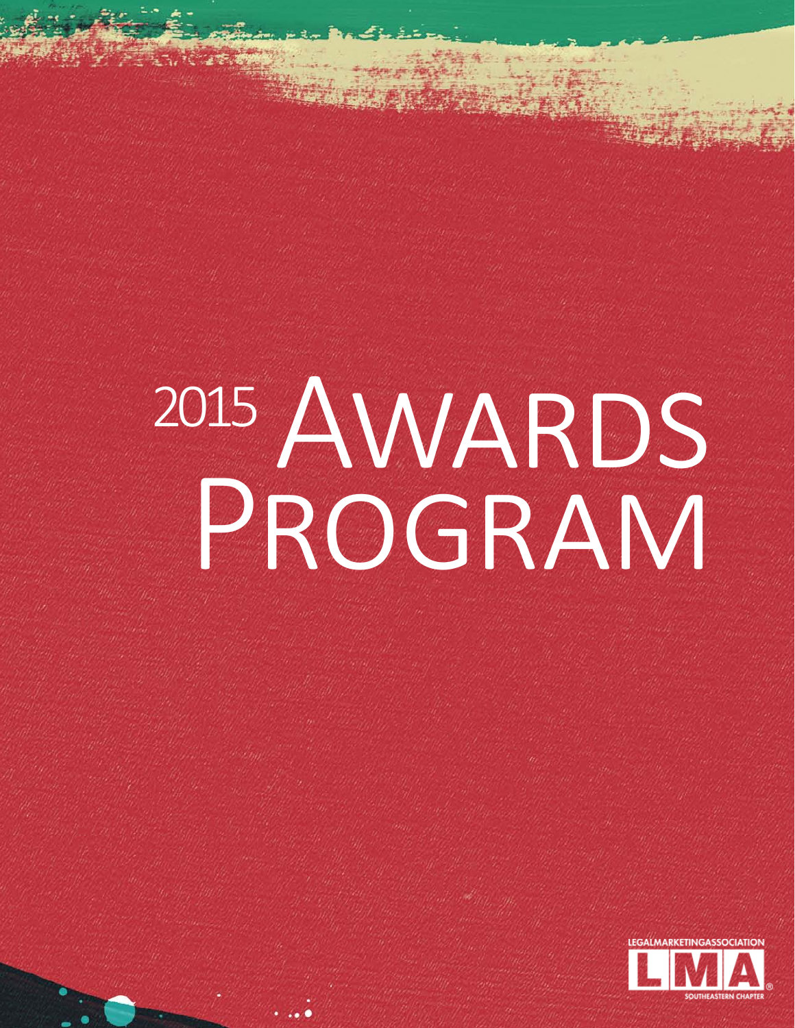# 2015 Awards Program

LEGALMARKETINGASSOCIATION

LMA

SOUTHEASTERN CHAPTER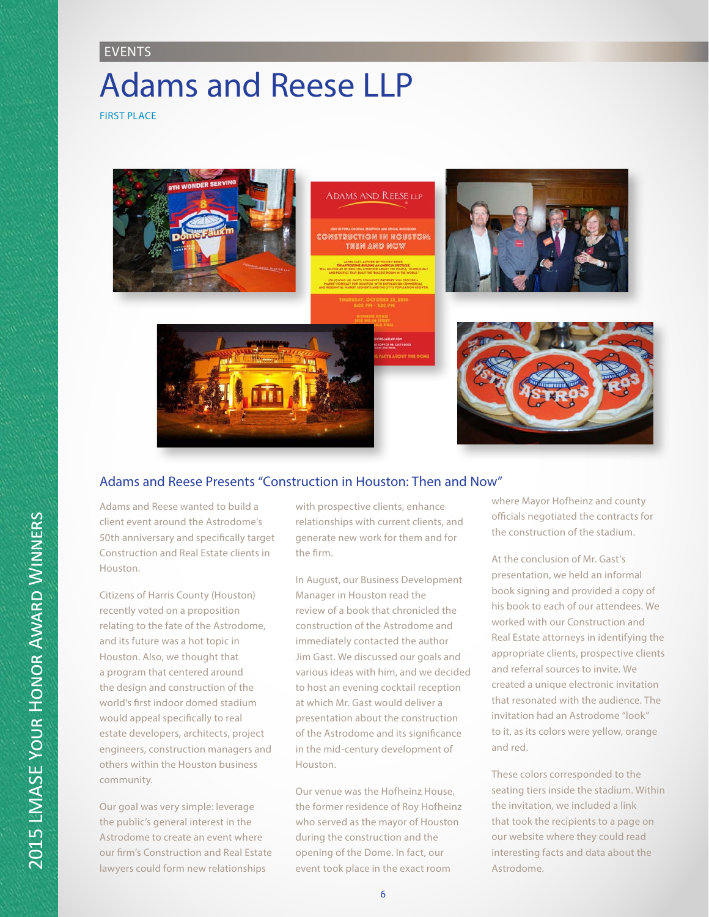EVENTS

# Adams and Reese LLP

FIRST PLACE

## Adams and Reese Presents "Construction in Houston: Then and Now"

Adams and Reese wanted to build a client event around the Astrodome's 50th anniversary and specifically target Construction and Real Estate clients in Houston.

Citizens of Harris County (Houston) recently voted on a proposition relating to the fate of the Astrodome, and its future was a hot topic in Houston. Also, we thought that a program that centered around the design and construction of the world's first indoor domed stadium would appeal specifically to real estate developers, architects, project engineers, construction managers and others within the Houston business community.

Our goal was very simple: leverage the public's general interest in the Astrodome to create an event where our firm's Construction and Real Estate lawyers could form new relationships with prospective clients, enhance relationships with current clients, and generate new work for them and for the firm.

In August, our Business Development Manager in Houston read the review of a book that chronicled the construction of the Astrodome and immediately contacted the author Jim Gast. We discussed our goals and various ideas with him, and we decided to host an evening cocktail reception at which Mr. Gast would deliver a presentation about the construction of the Astrodome and its significance in the mid-century development of Houston.

Our venue was the Hofheinz House, the former residence of Roy Hofheinz who served as the mayor of Houston during the construction and the opening of the Dome. In fact, our event took place in the exact room where Mayor Hofheinz and county officials negotiated the contracts for the construction of the stadium.

At the conclusion of Mr. Gast's presentation, we held an informal book signing and provided a copy of his book to each of our attendees. We worked with our Construction and Real Estate attorneys in identifying the appropriate clients, prospective clients and referral sources to invite. We created a unique electronic invitation that resonated with the audience. The invitation had an Astrodome "look" to it, as its colors were yellow, orange and red.

These colors corresponded to the seating tiers inside the stadium. Within the invitation, we included a link that took the recipients to a page on our website where they could read interesting facts and data about the Astrodome.